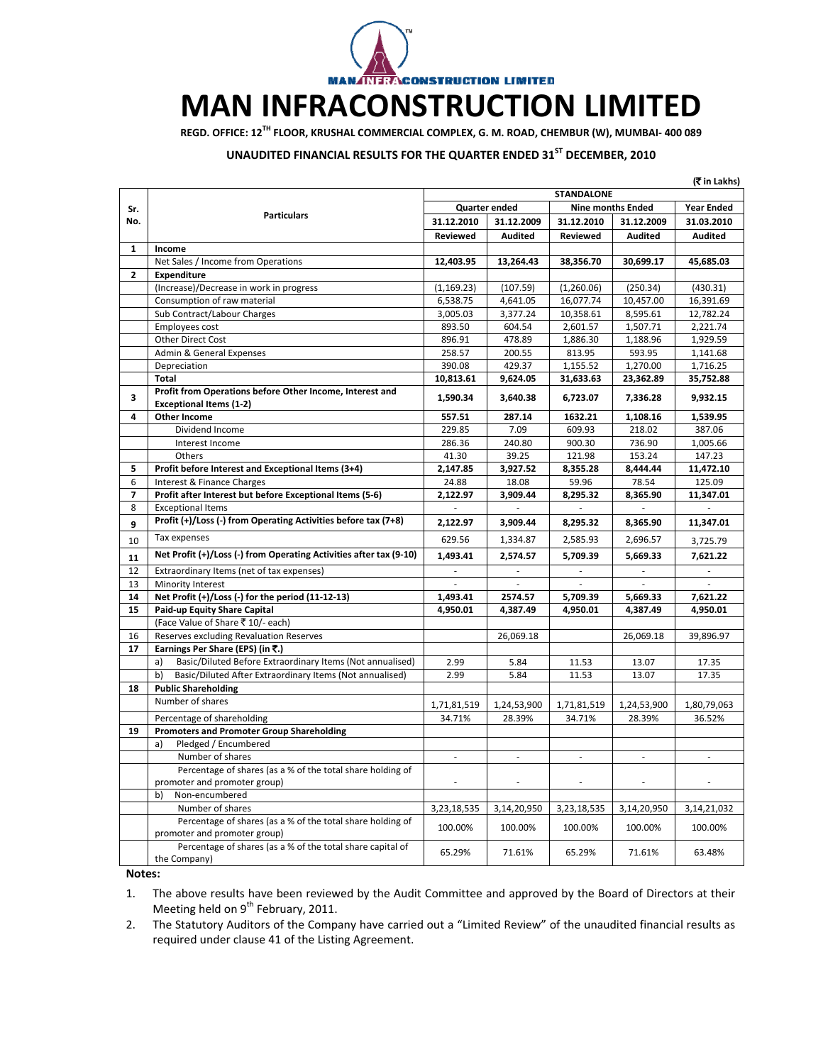# MAN INFRACONSTRUCTION LIMITED

**REGD. OFFICE: 12TH FLOOR, KRUSHAL COMMERCIAL COMPLEX, G. M. ROAD, CHEMBUR (W), MUMBAI- 400 089**

**UNAUDITED FINANCIAL RESULTS FOR THE QUARTER ENDED 31ST DECEMBER, 2010**

**(₹ in Lakhs)**

| Sr. No. | Particulars | STANDALONE | | | | |
|---|---|---|---|---|---|---|
| | | Quarter ended | | Nine months Ended | | Year Ended |
| | | 31.12.2010 | 31.12.2009 | 31.12.2010 | 31.12.2009 | 31.03.2010 |
| | | Reviewed | Audited | Reviewed | Audited | Audited |
| **1** | **Income** | | | | | |
| | Net Sales / Income from Operations | **12,403.95** | **13,264.43** | **38,356.70** | **30,699.17** | **45,685.03** |
| **2** | **Expenditure** | | | | | |
| | (Increase)/Decrease in work in progress | (1,169.23) | (107.59) | (1,260.06) | (250.34) | (430.31) |
| | Consumption of raw material | 6,538.75 | 4,641.05 | 16,077.74 | 10,457.00 | 16,391.69 |
| | Sub Contract/Labour Charges | 3,005.03 | 3,377.24 | 10,358.61 | 8,595.61 | 12,782.24 |
| | Employees cost | 893.50 | 604.54 | 2,601.57 | 1,507.71 | 2,221.74 |
| | Other Direct Cost | 896.91 | 478.89 | 1,886.30 | 1,188.96 | 1,929.59 |
| | Admin & General Expenses | 258.57 | 200.55 | 813.95 | 593.95 | 1,141.68 |
| | Depreciation | 390.08 | 429.37 | 1,155.52 | 1,270.00 | 1,716.25 |
| | **Total** | **10,813.61** | **9,624.05** | **31,633.63** | **23,362.89** | **35,752.88** |
| **3** | **Profit from Operations before Other Income, Interest and Exceptional Items (1-2)** | **1,590.34** | **3,640.38** | **6,723.07** | **7,336.28** | **9,932.15** |
| **4** | **Other Income** | **557.51** | **287.14** | **1632.21** | **1,108.16** | **1,539.95** |
| | Dividend Income | 229.85 | 7.09 | 609.93 | 218.02 | 387.06 |
| | Interest Income | 286.36 | 240.80 | 900.30 | 736.90 | 1,005.66 |
| | Others | 41.30 | 39.25 | 121.98 | 153.24 | 147.23 |
| **5** | **Profit before Interest and Exceptional Items (3+4)** | **2,147.85** | **3,927.52** | **8,355.28** | **8,444.44** | **11,472.10** |
| 6 | Interest & Finance Charges | 24.88 | 18.08 | 59.96 | 78.54 | 125.09 |
| **7** | **Profit after Interest but before Exceptional Items (5-6)** | **2,122.97** | **3,909.44** | **8,295.32** | **8,365.90** | **11,347.01** |
| 8 | Exceptional Items | - | - | - | - | - |
| **9** | **Profit (+)/Loss (-) from Operating Activities before tax (7+8)** | **2,122.97** | **3,909.44** | **8,295.32** | **8,365.90** | **11,347.01** |
| 10 | Tax expenses | 629.56 | 1,334.87 | 2,585.93 | 2,696.57 | 3,725.79 |
| **11** | **Net Profit (+)/Loss (-) from Operating Activities after tax (9-10)** | **1,493.41** | **2,574.57** | **5,709.39** | **5,669.33** | **7,621.22** |
| 12 | Extraordinary Items (net of tax expenses) | - | - | - | - | - |
| 13 | Minority Interest | - | - | - | - | - |
| **14** | **Net Profit (+)/Loss (-) for the period (11-12-13)** | **1,493.41** | **2574.57** | **5,709.39** | **5,669.33** | **7,621.22** |
| **15** | **Paid-up Equity Share Capital** | **4,950.01** | **4,387.49** | **4,950.01** | **4,387.49** | **4,950.01** |
| | (Face Value of Share ₹ 10/- each) | | | | | |
| 16 | Reserves excluding Revaluation Reserves | | 26,069.18 | | 26,069.18 | 39,896.97 |
| **17** | **Earnings Per Share (EPS) (in ₹.)** | | | | | |
| | a) Basic/Diluted Before Extraordinary Items (Not annualised) | 2.99 | 5.84 | 11.53 | 13.07 | 17.35 |
| | b) Basic/Diluted After Extraordinary Items (Not annualised) | 2.99 | 5.84 | 11.53 | 13.07 | 17.35 |
| **18** | **Public Shareholding** | | | | | |
| | Number of shares | 1,71,81,519 | 1,24,53,900 | 1,71,81,519 | 1,24,53,900 | 1,80,79,063 |
| | Percentage of shareholding | 34.71% | 28.39% | 34.71% | 28.39% | 36.52% |
| **19** | **Promoters and Promoter Group Shareholding** | | | | | |
| | a) Pledged / Encumbered | | | | | |
| | Number of shares | - | - | - | - | - |
| | Percentage of shares (as a % of the total share holding of promoter and promoter group) | - | - | - | - | - |
| | b) Non-encumbered | | | | | |
| | Number of shares | 3,23,18,535 | 3,14,20,950 | 3,23,18,535 | 3,14,20,950 | 3,14,21,032 |
| | Percentage of shares (as a % of the total share holding of promoter and promoter group) | 100.00% | 100.00% | 100.00% | 100.00% | 100.00% |
| | Percentage of shares (as a % of the total share capital of the Company) | 65.29% | 71.61% | 65.29% | 71.61% | 63.48% |

**Notes:**

1. The above results have been reviewed by the Audit Committee and approved by the Board of Directors at their Meeting held on 9th February, 2011.
2. The Statutory Auditors of the Company have carried out a "Limited Review" of the unaudited financial results as required under clause 41 of the Listing Agreement.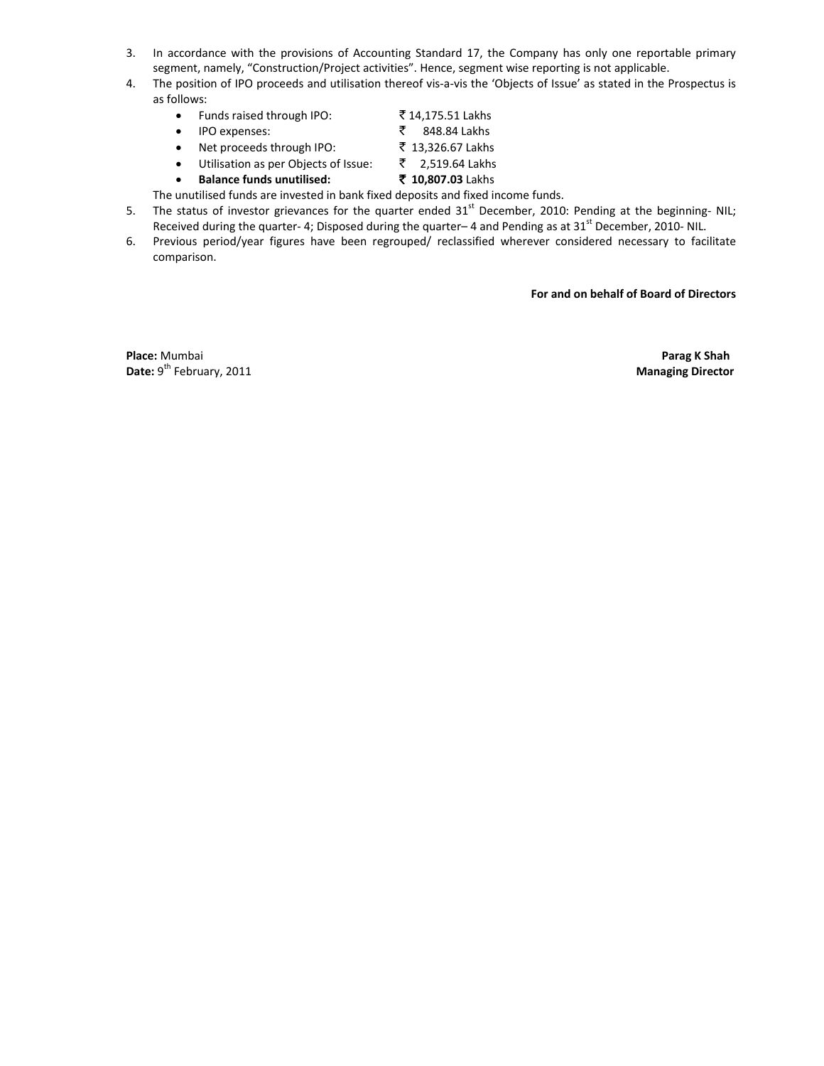3. In accordance with the provisions of Accounting Standard 17, the Company has only one reportable primary segment, namely, "Construction/Project activities". Hence, segment wise reporting is not applicable.
4. The position of IPO proceeds and utilisation thereof vis-a-vis the 'Objects of Issue' as stated in the Prospectus is as follows:
   - Funds raised through IPO: ₹ 14,175.51 Lakhs
   - IPO expenses: ₹ 848.84 Lakhs
   - Net proceeds through IPO: ₹ 13,326.67 Lakhs
   - Utilisation as per Objects of Issue: ₹ 2,519.64 Lakhs
   - **Balance funds unutilised: ₹ 10,807.03** Lakhs

   The unutilised funds are invested in bank fixed deposits and fixed income funds.
5. The status of investor grievances for the quarter ended 31st December, 2010: Pending at the beginning- NIL; Received during the quarter- 4; Disposed during the quarter– 4 and Pending as at 31st December, 2010- NIL.
6. Previous period/year figures have been regrouped/ reclassified wherever considered necessary to facilitate comparison.

**For and on behalf of Board of Directors**

**Place:** Mumbai
**Date:** 9th February, 2011

**Parag K Shah**
**Managing Director**